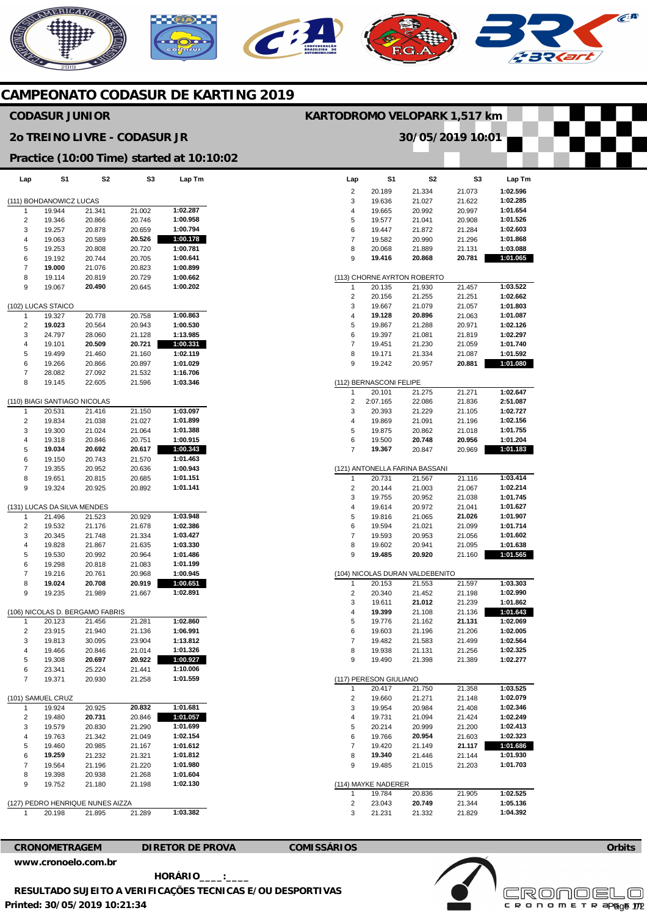# CAMPEONATO CODASUR DE KARTING 2019

## CODASUR JUNIOR

**KARTODROMO VELOPARK 1,517 km**

**2o TREINO LIVRE - CODASUR JR**

**30/05/2019 10:01**

**Practice (10:00 Time) started at 10:10:02**

| Lap | S1 | S2 | S3 | Lap Tm |
|---|---|---|---|---|
| (111) BOHDANOWICZ LUCAS | | | | |
| 1 | 19.944 | 21.341 | 21.002 | 1:02.287 |
| 2 | 19.346 | 20.866 | 20.746 | 1:00.958 |
| 3 | 19.257 | 20.878 | 20.659 | 1:00.794 |
| 4 | 19.063 | 20.589 | **20.526** | **1:00.178** |
| 5 | 19.253 | 20.808 | 20.720 | 1:00.781 |
| 6 | 19.192 | 20.744 | 20.705 | 1:00.641 |
| 7 | **19.000** | 21.076 | 20.823 | 1:00.899 |
| 8 | 19.114 | 20.819 | 20.729 | 1:00.662 |
| 9 | 19.067 | **20.490** | 20.645 | 1:00.202 |
| (102) LUCAS STAICO | | | | |
| 1 | 19.327 | 20.778 | 20.758 | 1:00.863 |
| 2 | **19.023** | 20.564 | 20.943 | 1:00.530 |
| 3 | 24.797 | 28.060 | 21.128 | 1:13.985 |
| 4 | 19.101 | **20.509** | **20.721** | **1:00.331** |
| 5 | 19.499 | 21.460 | 21.160 | 1:02.119 |
| 6 | 19.266 | 20.866 | 20.897 | 1:01.029 |
| 7 | 28.082 | 27.092 | 21.532 | 1:16.706 |
| 8 | 19.145 | 22.605 | 21.596 | 1:03.346 |
| (110) BIAGI SANTIAGO NICOLAS | | | | |
| 1 | 20.531 | 21.416 | 21.150 | 1:03.097 |
| 2 | 19.834 | 21.038 | 21.027 | 1:01.899 |
| 3 | 19.300 | 21.024 | 21.064 | 1:01.388 |
| 4 | 19.318 | 20.846 | 20.751 | 1:00.915 |
| 5 | **19.034** | **20.692** | **20.617** | **1:00.343** |
| 6 | 19.150 | 20.743 | 21.570 | 1:01.463 |
| 7 | 19.355 | 20.952 | 20.636 | 1:00.943 |
| 8 | 19.651 | 20.815 | 20.685 | 1:01.151 |
| 9 | 19.324 | 20.925 | 20.892 | 1:01.141 |
| (131) LUCAS DA SILVA MENDES | | | | |
| 1 | 21.496 | 21.523 | 20.929 | 1:03.948 |
| 2 | 19.532 | 21.176 | 21.678 | 1:02.386 |
| 3 | 20.345 | 21.748 | 21.334 | 1:03.427 |
| 4 | 19.828 | 21.867 | 21.635 | 1:03.330 |
| 5 | 19.530 | 20.992 | 20.964 | 1:01.486 |
| 6 | 19.298 | 20.818 | 21.083 | 1:01.199 |
| 7 | 19.216 | 20.761 | 20.968 | 1:00.945 |
| 8 | **19.024** | **20.708** | **20.919** | **1:00.651** |
| 9 | 19.235 | 21.989 | 21.667 | 1:02.891 |
| (106) NICOLAS D. BERGAMO FABRIS | | | | |
| 1 | 20.123 | 21.456 | 21.281 | 1:02.860 |
| 2 | 23.915 | 21.940 | 21.136 | 1:06.991 |
| 3 | 19.813 | 30.095 | 23.904 | 1:13.812 |
| 4 | 19.466 | 20.846 | 21.014 | 1:01.326 |
| 5 | 19.308 | **20.697** | **20.922** | **1:00.927** |
| 6 | 23.341 | 25.224 | 21.441 | 1:10.006 |
| 7 | 19.371 | 20.930 | 21.258 | 1:01.559 |
| (101) SAMUEL CRUZ | | | | |
| 1 | 19.924 | 20.925 | **20.832** | 1:01.681 |
| 2 | 19.480 | **20.731** | 20.846 | **1:01.057** |
| 3 | 19.579 | 20.830 | 21.290 | 1:01.699 |
| 4 | 19.763 | 21.342 | 21.049 | 1:02.154 |
| 5 | 19.460 | 20.985 | 21.167 | 1:01.612 |
| 6 | **19.259** | 21.232 | 21.321 | 1:01.812 |
| 7 | 19.564 | 21.196 | 21.220 | 1:01.980 |
| 8 | 19.398 | 20.938 | 21.268 | 1:01.604 |
| 9 | 19.752 | 21.180 | 21.198 | 1:02.130 |
| (127) PEDRO HENRIQUE NUNES AIZZA | | | | |
| 1 | 20.198 | 21.895 | 21.289 | 1:03.382 |
| 2 | 20.189 | 21.334 | 21.073 | 1:02.596 |
| 3 | 19.636 | 21.027 | 21.622 | 1:02.285 |
| 4 | 19.665 | 20.992 | 20.997 | 1:01.654 |
| 5 | 19.577 | 21.041 | 20.908 | 1:01.526 |
| 6 | 19.447 | 21.872 | 21.284 | 1:02.603 |
| 7 | 19.582 | 20.990 | 21.296 | 1:01.868 |
| 8 | 20.068 | 21.889 | 21.131 | 1:03.088 |
| 9 | **19.416** | **20.868** | **20.781** | **1:01.065** |
| (113) CHORNE AYRTON ROBERTO | | | | |
| 1 | 20.135 | 21.930 | 21.457 | 1:03.522 |
| 2 | 20.156 | 21.255 | 21.251 | 1:02.662 |
| 3 | 19.667 | 21.079 | 21.057 | 1:01.803 |
| 4 | **19.128** | **20.896** | 21.063 | 1:01.087 |
| 5 | 19.867 | 21.288 | 20.971 | 1:02.126 |
| 6 | 19.397 | 21.081 | 21.819 | 1:02.297 |
| 7 | 19.451 | 21.230 | 21.059 | 1:01.740 |
| 8 | 19.171 | 21.334 | 21.087 | 1:01.592 |
| 9 | 19.242 | 20.957 | **20.881** | **1:01.080** |
| (112) BERNASCONI FELIPE | | | | |
| 1 | 20.101 | 21.275 | 21.271 | 1:02.647 |
| 2 | 2:07.165 | 22.086 | 21.836 | 2:51.087 |
| 3 | 20.393 | 21.229 | 21.105 | 1:02.727 |
| 4 | 19.869 | 21.091 | 21.196 | 1:02.156 |
| 5 | 19.875 | 20.862 | 21.018 | 1:01.755 |
| 6 | 19.500 | **20.748** | **20.956** | 1:01.204 |
| 7 | **19.367** | 20.847 | 20.969 | **1:01.183** |
| (121) ANTONELLA FARINA BASSANI | | | | |
| 1 | 20.731 | 21.567 | 21.116 | 1:03.414 |
| 2 | 20.144 | 21.003 | 21.067 | 1:02.214 |
| 3 | 19.755 | 20.952 | 21.038 | 1:01.745 |
| 4 | 19.614 | 20.972 | 21.041 | 1:01.627 |
| 5 | 19.816 | 21.065 | **21.026** | 1:01.907 |
| 6 | 19.594 | 21.021 | 21.099 | 1:01.714 |
| 7 | 19.593 | 20.953 | 21.056 | 1:01.602 |
| 8 | 19.602 | 20.941 | 21.095 | 1:01.638 |
| 9 | **19.485** | **20.920** | 21.160 | **1:01.565** |
| (104) NICOLAS DURAN VALDEBENITO | | | | |
| 1 | 20.153 | 21.553 | 21.597 | 1:03.303 |
| 2 | 20.340 | 21.452 | 21.198 | 1:02.990 |
| 3 | 19.611 | **21.012** | 21.239 | 1:01.862 |
| 4 | **19.399** | 21.108 | 21.136 | **1:01.643** |
| 5 | 19.776 | 21.162 | **21.131** | 1:02.069 |
| 6 | 19.603 | 21.196 | 21.206 | 1:02.005 |
| 7 | 19.482 | 21.583 | 21.499 | 1:02.564 |
| 8 | 19.938 | 21.131 | 21.256 | 1:02.325 |
| 9 | 19.490 | 21.398 | 21.389 | 1:02.277 |
| (117) PERESON GIULIANO | | | | |
| 1 | 20.417 | 21.750 | 21.358 | 1:03.525 |
| 2 | 19.660 | 21.271 | 21.148 | 1:02.079 |
| 3 | 19.954 | 20.984 | 21.408 | 1:02.346 |
| 4 | 19.731 | 21.094 | 21.424 | 1:02.249 |
| 5 | 20.214 | 20.999 | 21.200 | 1:02.413 |
| 6 | 19.766 | **20.954** | 21.603 | 1:02.323 |
| 7 | 19.420 | 21.149 | **21.117** | **1:01.686** |
| 8 | **19.340** | 21.446 | 21.144 | 1:01.930 |
| 9 | 19.485 | 21.015 | 21.203 | 1:01.703 |
| (114) MAYKE NADERER | | | | |
| 1 | 19.784 | 20.836 | 21.905 | 1:02.525 |
| 2 | 23.043 | **20.749** | 21.344 | 1:05.136 |
| 3 | 21.231 | 21.332 | 21.829 | 1:04.392 |

**CRONOMETRAGEM** **DIRETOR DE PROVA** **COMISSÁRIOS** **Orbits**

www.cronoelo.com.br

**HORÁRIO____:____**

**RESULTADO SUJEITO A VERIFICAÇÕES TECNICAS E/OU DESPORTIVAS**

**Printed: 30/05/2019 10:21:34**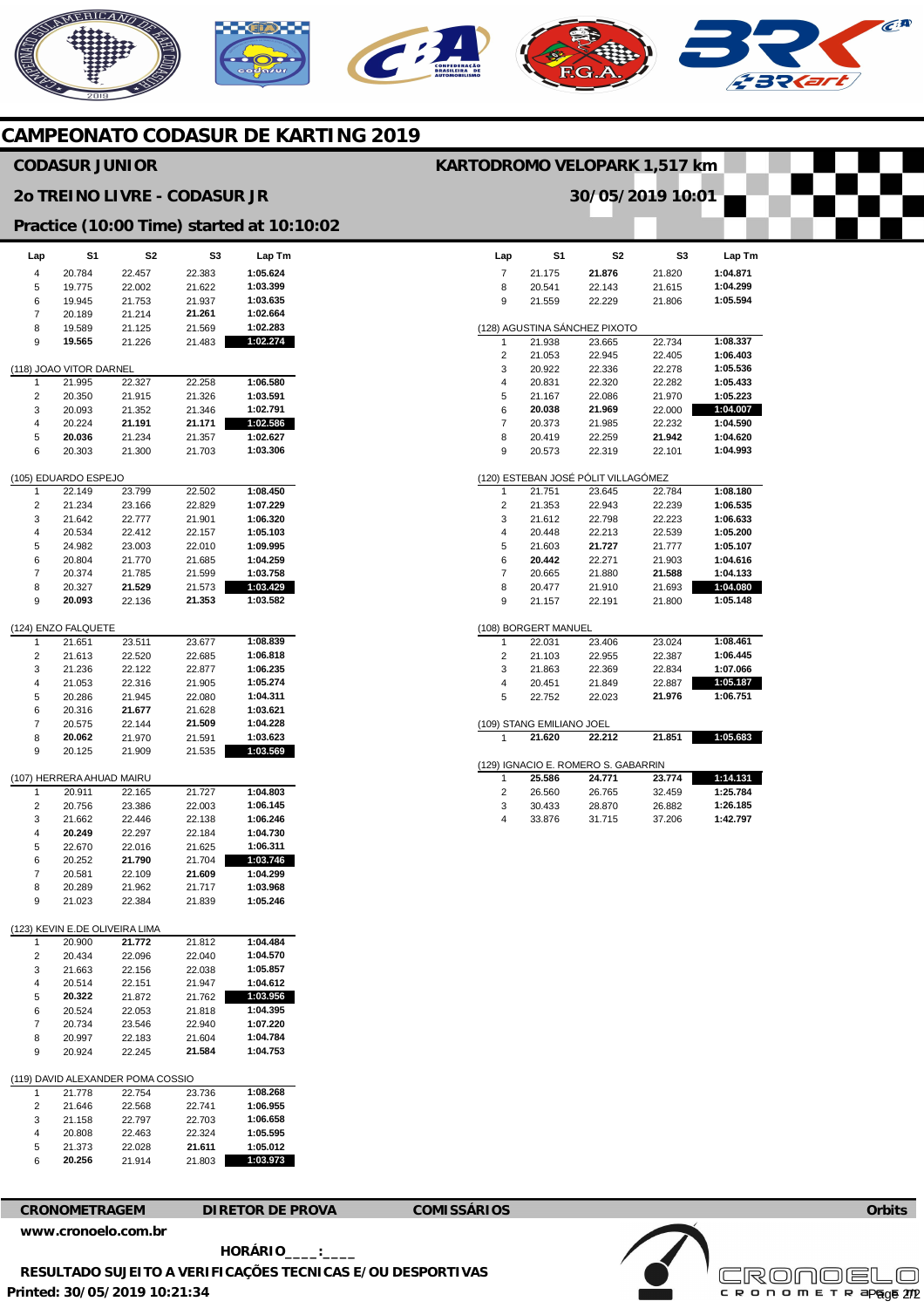# CAMPEONATO CODASUR DE KARTING 2019

## CODASUR JUNIOR

KARTODROMO VELOPARK 1,517 km

## 2o TREINO LIVRE - CODASUR JR

30/05/2019 10:01

### Practice (10:00 Time) started at 10:10:02

| Lap | S1 | S2 | S3 | Lap Tm |
|---|---|---|---|---|
| 4 | 20.784 | 22.457 | 22.383 | **1:05.624** |
| 5 | 19.775 | 22.002 | 21.622 | **1:03.399** |
| 6 | 19.945 | 21.753 | 21.937 | **1:03.635** |
| 7 | 20.189 | 21.214 | **21.261** | **1:02.664** |
| 8 | 19.589 | 21.125 | 21.569 | **1:02.283** |
| 9 | **19.565** | 21.226 | 21.483 | **1:02.274** |

(118) JOAO VITOR DARNEL

| Lap | S1 | S2 | S3 | Lap Tm |
|---|---|---|---|---|
| 1 | 21.995 | 22.327 | 22.258 | **1:06.580** |
| 2 | 20.350 | 21.915 | 21.326 | **1:03.591** |
| 3 | 20.093 | 21.352 | 21.346 | **1:02.791** |
| 4 | 20.224 | **21.191** | **21.171** | **1:02.586** |
| 5 | **20.036** | 21.234 | 21.357 | **1:02.627** |
| 6 | 20.303 | 21.300 | 21.703 | **1:03.306** |

(105) EDUARDO ESPEJO

| Lap | S1 | S2 | S3 | Lap Tm |
|---|---|---|---|---|
| 1 | 22.149 | 23.799 | 22.502 | **1:08.450** |
| 2 | 21.234 | 23.166 | 22.829 | **1:07.229** |
| 3 | 21.642 | 22.777 | 21.901 | **1:06.320** |
| 4 | 20.534 | 22.412 | 22.157 | **1:05.103** |
| 5 | 24.982 | 23.003 | 22.010 | **1:09.995** |
| 6 | 20.804 | 21.770 | 21.685 | **1:04.259** |
| 7 | 20.374 | 21.785 | 21.599 | **1:03.758** |
| 8 | 20.327 | **21.529** | 21.573 | **1:03.429** |
| 9 | **20.093** | 22.136 | **21.353** | **1:03.582** |

(124) ENZO FALQUETE

| Lap | S1 | S2 | S3 | Lap Tm |
|---|---|---|---|---|
| 1 | 21.651 | 23.511 | 23.677 | **1:08.839** |
| 2 | 21.613 | 22.520 | 22.685 | **1:06.818** |
| 3 | 21.236 | 22.122 | 22.877 | **1:06.235** |
| 4 | 21.053 | 22.316 | 21.905 | **1:05.274** |
| 5 | 20.286 | 21.945 | 22.080 | **1:04.311** |
| 6 | 20.316 | **21.677** | 21.628 | **1:03.621** |
| 7 | 20.575 | 22.144 | **21.509** | **1:04.228** |
| 8 | **20.062** | 21.970 | 21.591 | **1:03.623** |
| 9 | 20.125 | 21.909 | 21.535 | **1:03.569** |

(107) HERRERA AHUAD MAIRU

| Lap | S1 | S2 | S3 | Lap Tm |
|---|---|---|---|---|
| 1 | 20.911 | 22.165 | 21.727 | **1:04.803** |
| 2 | 20.756 | 23.386 | 22.003 | **1:06.145** |
| 3 | 21.662 | 22.446 | 22.138 | **1:06.246** |
| 4 | **20.249** | 22.297 | 22.184 | **1:04.730** |
| 5 | 22.670 | 22.016 | 21.625 | **1:06.311** |
| 6 | 20.252 | **21.790** | 21.704 | **1:03.746** |
| 7 | 20.581 | 22.109 | **21.609** | **1:04.299** |
| 8 | 20.289 | 21.962 | 21.717 | **1:03.968** |
| 9 | 21.023 | 22.384 | 21.839 | **1:05.246** |

(123) KEVIN E.DE OLIVEIRA LIMA

| Lap | S1 | S2 | S3 | Lap Tm |
|---|---|---|---|---|
| 1 | 20.900 | **21.772** | 21.812 | **1:04.484** |
| 2 | 20.434 | 22.096 | 22.040 | **1:04.570** |
| 3 | 21.663 | 22.156 | 22.038 | **1:05.857** |
| 4 | 20.514 | 22.151 | 21.947 | **1:04.612** |
| 5 | **20.322** | 21.872 | 21.762 | **1:03.956** |
| 6 | 20.524 | 22.053 | 21.818 | **1:04.395** |
| 7 | 20.734 | 23.546 | 22.940 | **1:07.220** |
| 8 | 20.997 | 22.183 | 21.604 | **1:04.784** |
| 9 | 20.924 | 22.245 | **21.584** | **1:04.753** |

(119) DAVID ALEXANDER POMA COSSIO

| Lap | S1 | S2 | S3 | Lap Tm |
|---|---|---|---|---|
| 1 | 21.778 | 22.754 | 23.736 | **1:08.268** |
| 2 | 21.646 | 22.568 | 22.741 | **1:06.955** |
| 3 | 21.158 | 22.797 | 22.703 | **1:06.658** |
| 4 | 20.808 | 22.463 | 22.324 | **1:05.595** |
| 5 | 21.373 | 22.028 | **21.611** | **1:05.012** |
| 6 | **20.256** | 21.914 | 21.803 | **1:03.973** |

| Lap | S1 | S2 | S3 | Lap Tm |
|---|---|---|---|---|
| 7 | 21.175 | **21.876** | 21.820 | **1:04.871** |
| 8 | 20.541 | 22.143 | 21.615 | **1:04.299** |
| 9 | 21.559 | 22.229 | 21.806 | **1:05.594** |

(128) AGUSTINA SÁNCHEZ PIXOTO

| Lap | S1 | S2 | S3 | Lap Tm |
|---|---|---|---|---|
| 1 | 21.938 | 23.665 | 22.734 | **1:08.337** |
| 2 | 21.053 | 22.945 | 22.405 | **1:06.403** |
| 3 | 20.922 | 22.336 | 22.278 | **1:05.536** |
| 4 | 20.831 | 22.320 | 22.282 | **1:05.433** |
| 5 | 21.167 | 22.086 | 21.970 | **1:05.223** |
| 6 | **20.038** | **21.969** | 22.000 | **1:04.007** |
| 7 | 20.373 | 21.985 | 22.232 | **1:04.590** |
| 8 | 20.419 | 22.259 | **21.942** | **1:04.620** |
| 9 | 20.573 | 22.319 | 22.101 | **1:04.993** |

(120) ESTEBAN JOSÉ PÓLIT VILLAGÓMEZ

| Lap | S1 | S2 | S3 | Lap Tm |
|---|---|---|---|---|
| 1 | 21.751 | 23.645 | 22.784 | **1:08.180** |
| 2 | 21.353 | 22.943 | 22.239 | **1:06.535** |
| 3 | 21.612 | 22.798 | 22.223 | **1:06.633** |
| 4 | 20.448 | 22.213 | 22.539 | **1:05.200** |
| 5 | 21.603 | **21.727** | 21.777 | **1:05.107** |
| 6 | **20.442** | 22.271 | 21.903 | **1:04.616** |
| 7 | 20.665 | 21.880 | **21.588** | **1:04.133** |
| 8 | 20.477 | 21.910 | 21.693 | **1:04.080** |
| 9 | 21.157 | 22.191 | 21.800 | **1:05.148** |

(108) BORGERT MANUEL

| Lap | S1 | S2 | S3 | Lap Tm |
|---|---|---|---|---|
| 1 | 22.031 | 23.406 | 23.024 | **1:08.461** |
| 2 | 21.103 | 22.955 | 22.387 | **1:06.445** |
| 3 | 21.863 | 22.369 | 22.834 | **1:07.066** |
| 4 | 20.451 | 21.849 | 22.887 | **1:05.187** |
| 5 | 22.752 | 22.023 | **21.976** | **1:06.751** |

(109) STANG EMILIANO JOEL

| Lap | S1 | S2 | S3 | Lap Tm |
|---|---|---|---|---|
| 1 | **21.620** | **22.212** | **21.851** | **1:05.683** |

(129) IGNACIO E. ROMERO S. GABARRIN

| Lap | S1 | S2 | S3 | Lap Tm |
|---|---|---|---|---|
| 1 | **25.586** | **24.771** | **23.774** | **1:14.131** |
| 2 | 26.560 | 26.765 | 32.459 | **1:25.784** |
| 3 | 30.433 | 28.870 | 26.882 | **1:26.185** |
| 4 | 33.876 | 31.715 | 37.206 | **1:42.797** |

**CRONOMETRAGEM** **DIRETOR DE PROVA** **COMISSÁRIOS** **Orbits**

**www.cronoelo.com.br**

**HORÁRIO____:____**

**RESULTADO SUJEITO A VERIFICAÇÕES TECNICAS E/OU DESPORTIVAS**

**Printed: 30/05/2019 10:21:34**